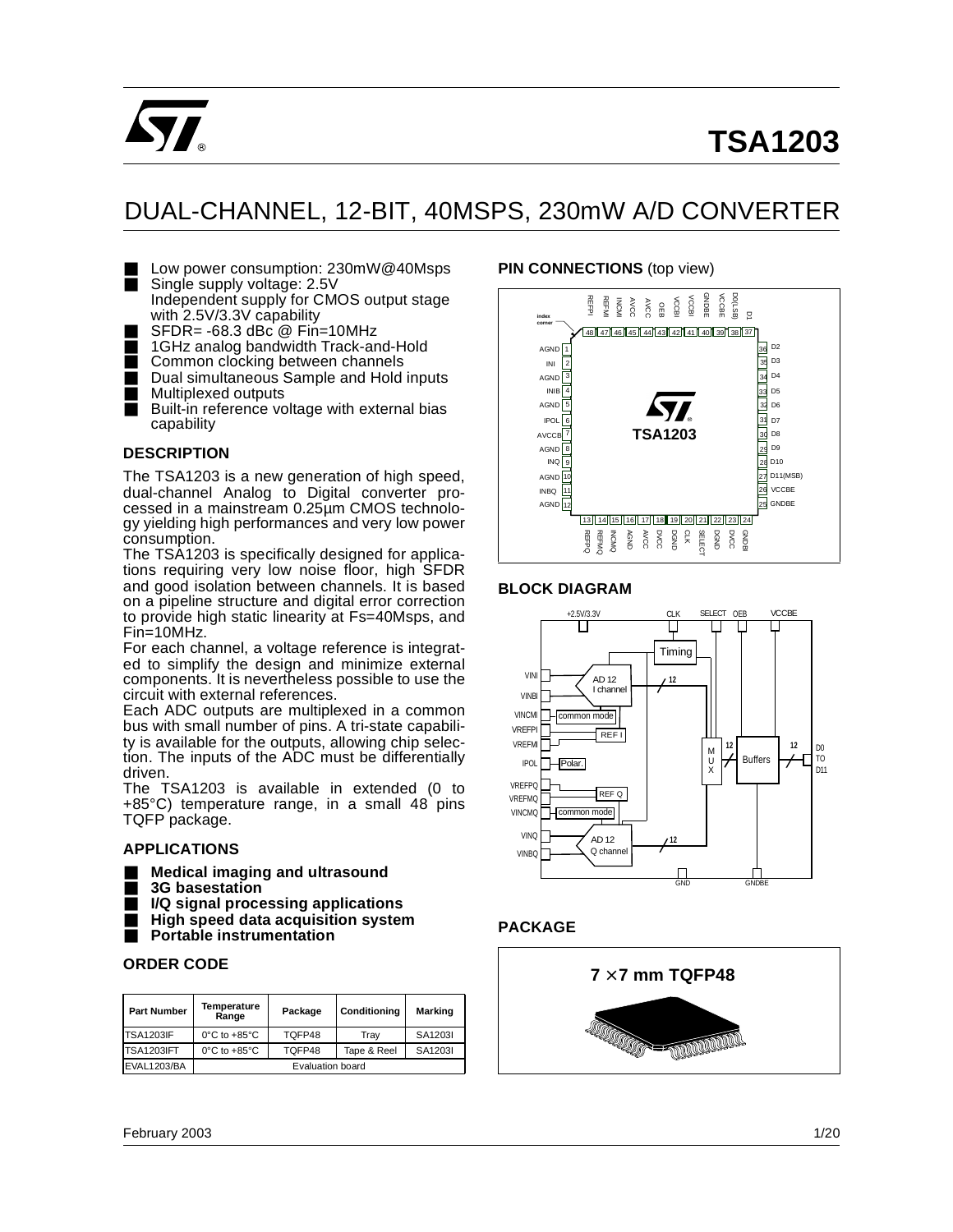# TSA1203

## DUAL-CHANNEL, 12-BIT, 40MSPS, 230mW A/D CONVERTER

- Low power consumption: 230mW@40Msps
- Single supply voltage: 2.5V
  Independent supply for CMOS output stage with 2.5V/3.3V capability
- SFDR= -68.3 dBc @ Fin=10MHz
- 1GHz analog bandwidth Track-and-Hold
- Common clocking between channels
- Dual simultaneous Sample and Hold inputs
- Multiplexed outputs
- Built-in reference voltage with external bias capability

### DESCRIPTION

The TSA1203 is a new generation of high speed, dual-channel Analog to Digital converter processed in a mainstream 0.25µm CMOS technology yielding high performances and very low power consumption.

The TSA1203 is specifically designed for applications requiring very low noise floor, high SFDR and good isolation between channels. It is based on a pipeline structure and digital error correction to provide high static linearity at Fs=40Msps, and Fin=10MHz.

For each channel, a voltage reference is integrated to simplify the design and minimize external components. It is nevertheless possible to use the circuit with external references.

Each ADC outputs are multiplexed in a common bus with small number of pins. A tri-state capability is available for the outputs, allowing chip selection. The inputs of the ADC must be differentially driven.

The TSA1203 is available in extended (0 to +85°C) temperature range, in a small 48 pins TQFP package.

### APPLICATIONS

- **Medical imaging and ultrasound**
- **3G basestation**
- **I/Q signal processing applications**
- **High speed data acquisition system**
- **Portable instrumentation**

### ORDER CODE

| Part Number | Temperature Range | Package | Conditioning | Marking |
|---|---|---|---|---|
| TSA1203IF | 0°C to +85°C | TQFP48 | Tray | SA1203I |
| TSA1203IFT | 0°C to +85°C | TQFP48 | Tape & Reel | SA1203I |
| EVAL1203/BA | Evaluation board | | | |

### PIN CONNECTIONS (top view)

| Pin | Name | Pin | Name |
|---|---|---|---|
| 1 | AGND | 25 | GNDBE |
| 2 | INI | 26 | VCCBE |
| 3 | AGND | 27 | D11(MSB) |
| 4 | INIB | 28 | D10 |
| 5 | AGND | 29 | D9 |
| 6 | IPOL | 30 | D8 |
| 7 | AVCCB | 31 | D7 |
| 8 | AGND | 32 | D6 |
| 9 | INQ | 33 | D5 |
| 10 | AGND | 34 | D4 |
| 11 | INBQ | 35 | D3 |
| 12 | AGND | 36 | D2 |
| 13 | REFPQ | 37 | D1 |
| 14 | REFMQ | 38 | D0(LSB) |
| 15 | INCMQ | 39 | VCCBE |
| 16 | AGND | 40 | GNDBE |
| 17 | AVCC | 41 | VCCBI |
| 18 | DVCC | 42 | VCCBI |
| 19 | DGND | 43 | OEB |
| 20 | CLK | 44 | AVCC |
| 21 | SELECT | 45 | AVCC |
| 22 | DGND | 46 | INCMI |
| 23 | DVCC | 47 | REFMI |
| 24 | GNDBI | 48 | REFPI |

### BLOCK DIAGRAM

### PACKAGE

**7 × 7 mm TQFP48**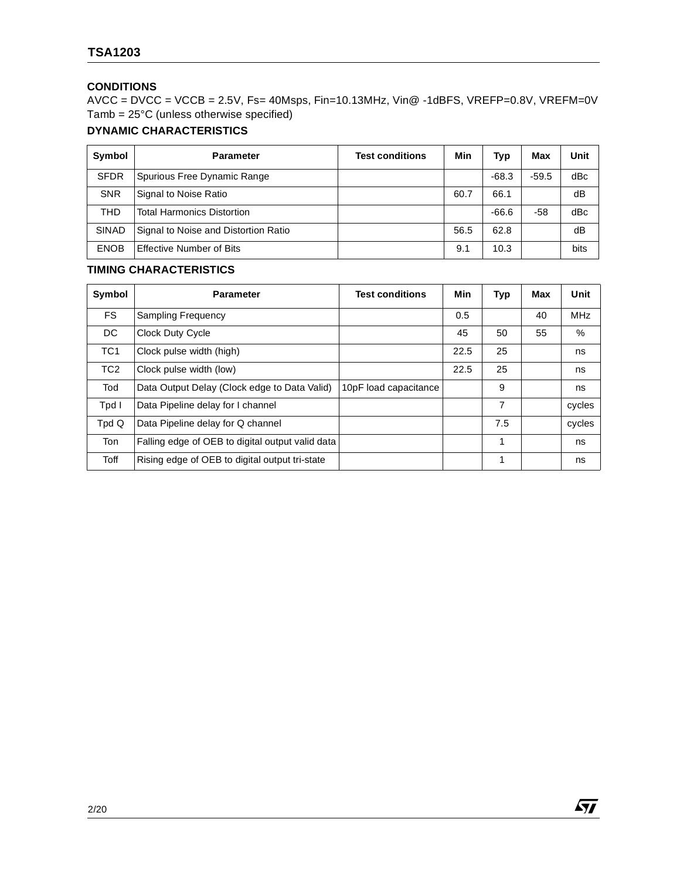### CONDITIONS

AVCC = DVCC = VCCB = 2.5V, Fs= 40Msps, Fin=10.13MHz, Vin@ -1dBFS, VREFP=0.8V, VREFM=0V
Tamb = 25°C (unless otherwise specified)

### DYNAMIC CHARACTERISTICS

| Symbol | Parameter | Test conditions | Min | Typ | Max | Unit |
|---|---|---|---|---|---|---|
| SFDR | Spurious Free Dynamic Range | | | -68.3 | -59.5 | dBc |
| SNR | Signal to Noise Ratio | | 60.7 | 66.1 | | dB |
| THD | Total Harmonics Distortion | | | -66.6 | -58 | dBc |
| SINAD | Signal to Noise and Distortion Ratio | | 56.5 | 62.8 | | dB |
| ENOB | Effective Number of Bits | | 9.1 | 10.3 | | bits |

### TIMING CHARACTERISTICS

| Symbol | Parameter | Test conditions | Min | Typ | Max | Unit |
|---|---|---|---|---|---|---|
| FS | Sampling Frequency | | 0.5 | | 40 | MHz |
| DC | Clock Duty Cycle | | 45 | 50 | 55 | % |
| TC1 | Clock pulse width (high) | | 22.5 | 25 | | ns |
| TC2 | Clock pulse width (low) | | 22.5 | 25 | | ns |
| Tod | Data Output Delay (Clock edge to Data Valid) | 10pF load capacitance | | 9 | | ns |
| Tpd I | Data Pipeline delay for I channel | | | 7 | | cycles |
| Tpd Q | Data Pipeline delay for Q channel | | | 7.5 | | cycles |
| Ton | Falling edge of OEB to digital output valid data | | | 1 | | ns |
| Toff | Rising edge of OEB to digital output tri-state | | | 1 | | ns |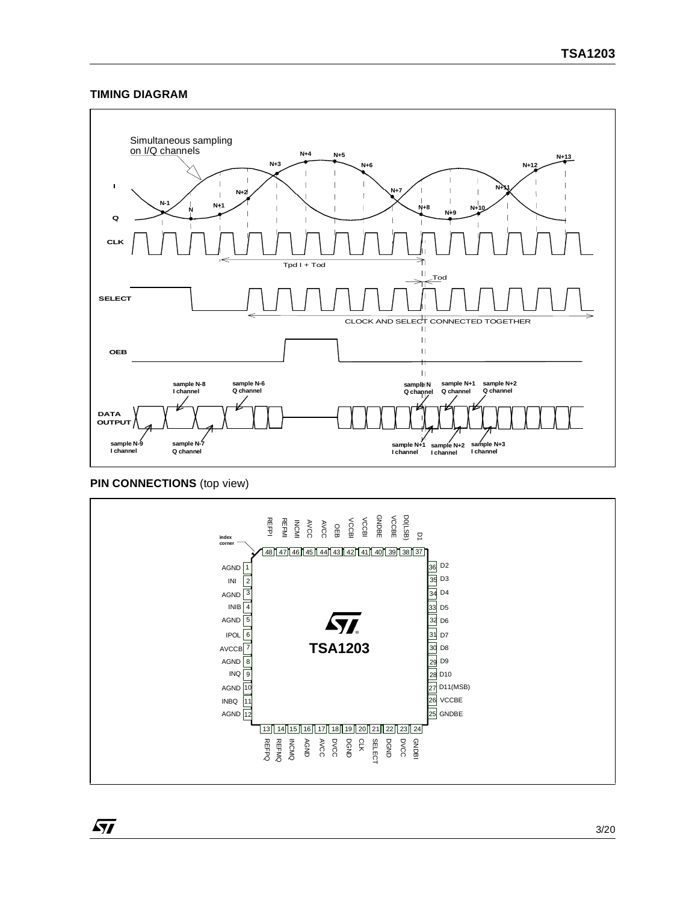## TIMING DIAGRAM

Simultaneous sampling on I/Q channels

I

Q

N-1, N, N+1, N+2, N+3, N+4, N+5, N+6, N+7, N+8, N+9, N+10, N+11, N+12, N+13

CLK

Tpd I + Tod

Tod

SELECT

CLOCK AND SELECT CONNECTED TOGETHER

OEB

DATA OUTPUT

sample N-8 I channel

sample N-6 Q channel

sample N-9 I channel

sample N-7 Q channel

sample N Q channel

sample N+1 Q channel

sample N+2 Q channel

sample N+1 I channel

sample N+2 I channel

sample N+3 I channel

## PIN CONNECTIONS (top view)

index corner

| Pin | Name | Pin | Name |
|---|---|---|---|
| 1 | AGND | 25 | GNDBE |
| 2 | INI | 26 | VCCBE |
| 3 | AGND | 27 | D11(MSB) |
| 4 | INIB | 28 | D10 |
| 5 | AGND | 29 | D9 |
| 6 | IPOL | 30 | D8 |
| 7 | AVCCB | 31 | D7 |
| 8 | AGND | 32 | D6 |
| 9 | INQ | 33 | D5 |
| 10 | AGND | 34 | D4 |
| 11 | INBQ | 35 | D3 |
| 12 | AGND | 36 | D2 |
| 13 | REFPQ | 37 | D1 |
| 14 | REFMQ | 38 | D0(LSB) |
| 15 | INCMQ | 39 | VCCBE |
| 16 | AGND | 40 | GNDBE |
| 17 | AVCC | 41 | VCCBI |
| 18 | DVCC | 42 | VCCBI |
| 19 | DGND | 43 | OEB |
| 20 | CLK | 44 | AVCC |
| 21 | SELECT | 45 | AVCC |
| 22 | DGND | 46 | INCMI |
| 23 | DVCC | 47 | REFMI |
| 24 | GNDBI | 48 | REFPI |

TSA1203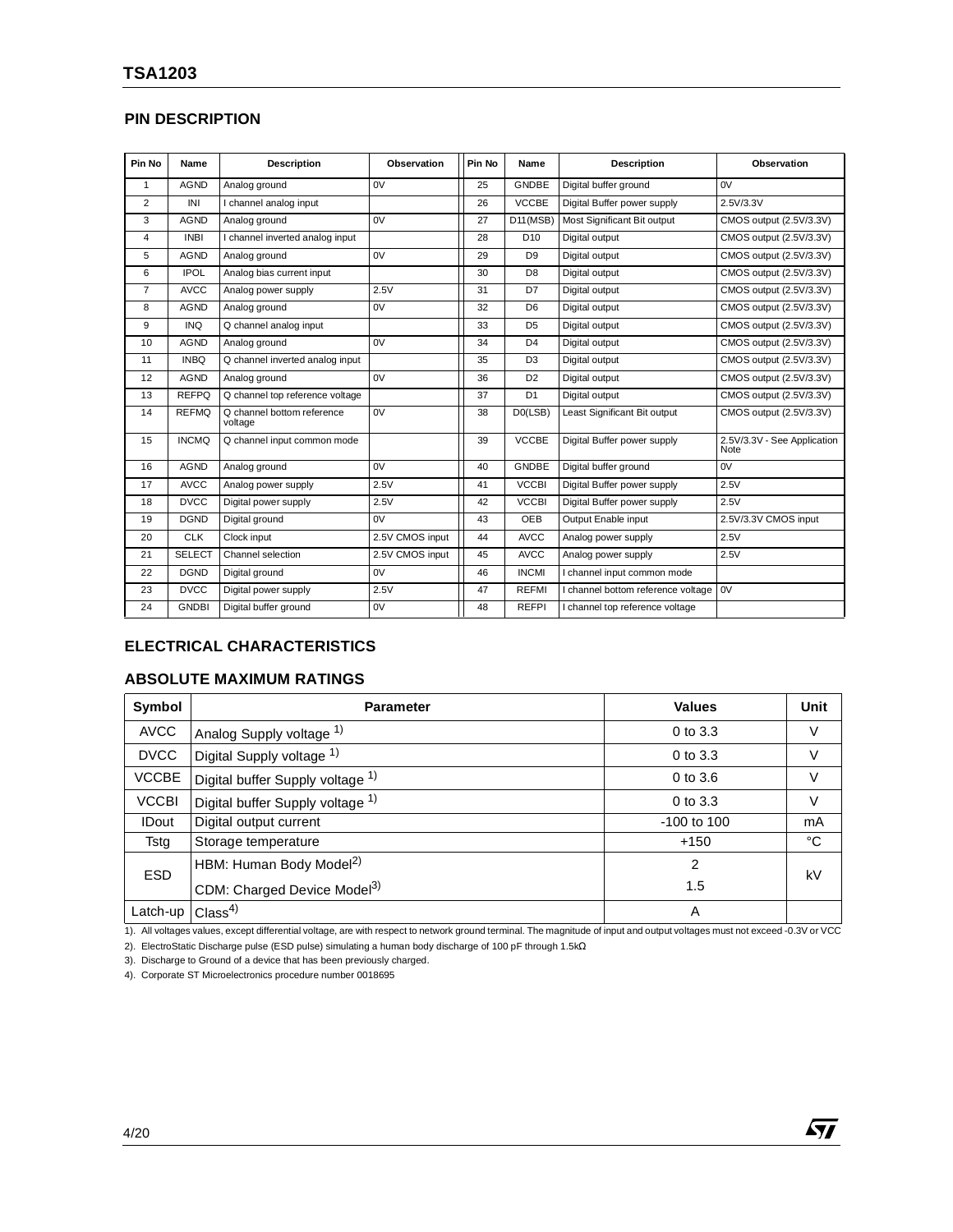## PIN DESCRIPTION

| Pin No | Name | Description | Observation | Pin No | Name | Description | Observation |
|---|---|---|---|---|---|---|---|
| 1 | AGND | Analog ground | 0V | 25 | GNDBE | Digital buffer ground | 0V |
| 2 | INI | I channel analog input | | 26 | VCCBE | Digital Buffer power supply | 2.5V/3.3V |
| 3 | AGND | Analog ground | 0V | 27 | D11(MSB) | Most Significant Bit output | CMOS output (2.5V/3.3V) |
| 4 | INBI | I channel inverted analog input | | 28 | D10 | Digital output | CMOS output (2.5V/3.3V) |
| 5 | AGND | Analog ground | 0V | 29 | D9 | Digital output | CMOS output (2.5V/3.3V) |
| 6 | IPOL | Analog bias current input | | 30 | D8 | Digital output | CMOS output (2.5V/3.3V) |
| 7 | AVCC | Analog power supply | 2.5V | 31 | D7 | Digital output | CMOS output (2.5V/3.3V) |
| 8 | AGND | Analog ground | 0V | 32 | D6 | Digital output | CMOS output (2.5V/3.3V) |
| 9 | INQ | Q channel analog input | | 33 | D5 | Digital output | CMOS output (2.5V/3.3V) |
| 10 | AGND | Analog ground | 0V | 34 | D4 | Digital output | CMOS output (2.5V/3.3V) |
| 11 | INBQ | Q channel inverted analog input | | 35 | D3 | Digital output | CMOS output (2.5V/3.3V) |
| 12 | AGND | Analog ground | 0V | 36 | D2 | Digital output | CMOS output (2.5V/3.3V) |
| 13 | REFPQ | Q channel top reference voltage | | 37 | D1 | Digital output | CMOS output (2.5V/3.3V) |
| 14 | REFMQ | Q channel bottom reference voltage | 0V | 38 | D0(LSB) | Least Significant Bit output | CMOS output (2.5V/3.3V) |
| 15 | INCMQ | Q channel input common mode | | 39 | VCCBE | Digital Buffer power supply | 2.5V/3.3V - See Application Note |
| 16 | AGND | Analog ground | 0V | 40 | GNDBE | Digital buffer ground | 0V |
| 17 | AVCC | Analog power supply | 2.5V | 41 | VCCBI | Digital Buffer power supply | 2.5V |
| 18 | DVCC | Digital power supply | 2.5V | 42 | VCCBI | Digital Buffer power supply | 2.5V |
| 19 | DGND | Digital ground | 0V | 43 | OEB | Output Enable input | 2.5V/3.3V CMOS input |
| 20 | CLK | Clock input | 2.5V CMOS input | 44 | AVCC | Analog power supply | 2.5V |
| 21 | SELECT | Channel selection | 2.5V CMOS input | 45 | AVCC | Analog power supply | 2.5V |
| 22 | DGND | Digital ground | 0V | 46 | INCMI | I channel input common mode | |
| 23 | DVCC | Digital power supply | 2.5V | 47 | REFMI | I channel bottom reference voltage | 0V |
| 24 | GNDBI | Digital buffer ground | 0V | 48 | REFPI | I channel top reference voltage | |

## ELECTRICAL CHARACTERISTICS

## ABSOLUTE MAXIMUM RATINGS

| Symbol | Parameter | Values | Unit |
|---|---|---|---|
| AVCC | Analog Supply voltage [1] | 0 to 3.3 | V |
| DVCC | Digital Supply voltage [1] | 0 to 3.3 | V |
| VCCBE | Digital buffer Supply voltage [1] | 0 to 3.6 | V |
| VCCBI | Digital buffer Supply voltage [1] | 0 to 3.3 | V |
| IDout | Digital output current | -100 to 100 | mA |
| Tstg | Storage temperature | +150 | °C |
| ESD | HBM: Human Body Model[2] | 2 | kV |
| | CDM: Charged Device Model[3] | 1.5 | |
| Latch-up | Class[4] | A | |

1). All voltages values, except differential voltage, are with respect to network ground terminal. The magnitude of input and output voltages must not exceed -0.3V or VCC

2). ElectroStatic Discharge pulse (ESD pulse) simulating a human body discharge of 100 pF through 1.5kΩ

3). Discharge to Ground of a device that has been previously charged.

4). Corporate ST Microelectronics procedure number 0018695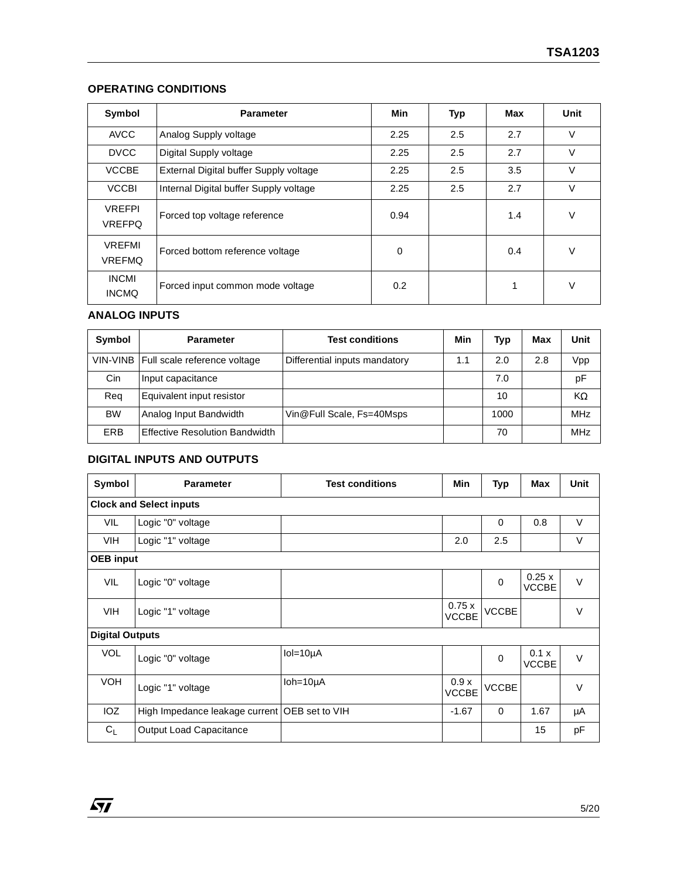### OPERATING CONDITIONS

| Symbol | Parameter | Min | Typ | Max | Unit |
|---|---|---|---|---|---|
| AVCC | Analog Supply voltage | 2.25 | 2.5 | 2.7 | V |
| DVCC | Digital Supply voltage | 2.25 | 2.5 | 2.7 | V |
| VCCBE | External Digital buffer Supply voltage | 2.25 | 2.5 | 3.5 | V |
| VCCBI | Internal Digital buffer Supply voltage | 2.25 | 2.5 | 2.7 | V |
| VREFPI VREFPQ | Forced top voltage reference | 0.94 | | 1.4 | V |
| VREFMI VREFMQ | Forced bottom reference voltage | 0 | | 0.4 | V |
| INCMI INCMQ | Forced input common mode voltage | 0.2 | | 1 | V |

### ANALOG INPUTS

| Symbol | Parameter | Test conditions | Min | Typ | Max | Unit |
|---|---|---|---|---|---|---|
| VIN-VINB | Full scale reference voltage | Differential inputs mandatory | 1.1 | 2.0 | 2.8 | Vpp |
| Cin | Input capacitance | | | 7.0 | | pF |
| Req | Equivalent input resistor | | | 10 | | KΩ |
| BW | Analog Input Bandwidth | Vin@Full Scale, Fs=40Msps | | 1000 | | MHz |
| ERB | Effective Resolution Bandwidth | | | 70 | | MHz |

### DIGITAL INPUTS AND OUTPUTS

| Symbol | Parameter | Test conditions | Min | Typ | Max | Unit |
|---|---|---|---|---|---|---|
| **Clock and Select inputs** | | | | | | |
| VIL | Logic "0" voltage | | | 0 | 0.8 | V |
| VIH | Logic "1" voltage | | 2.0 | 2.5 | | V |
| **OEB input** | | | | | | |
| VIL | Logic "0" voltage | | | 0 | 0.25 x VCCBE | V |
| VIH | Logic "1" voltage | | 0.75 x VCCBE | VCCBE | | V |
| **Digital Outputs** | | | | | | |
| VOL | Logic "0" voltage | Iol=10µA | | 0 | 0.1 x VCCBE | V |
| VOH | Logic "1" voltage | Ioh=10µA | 0.9 x VCCBE | VCCBE | | V |
| IOZ | High Impedance leakage current | OEB set to VIH | -1.67 | 0 | 1.67 | µA |
| $C_L$ | Output Load Capacitance | | | | 15 | pF |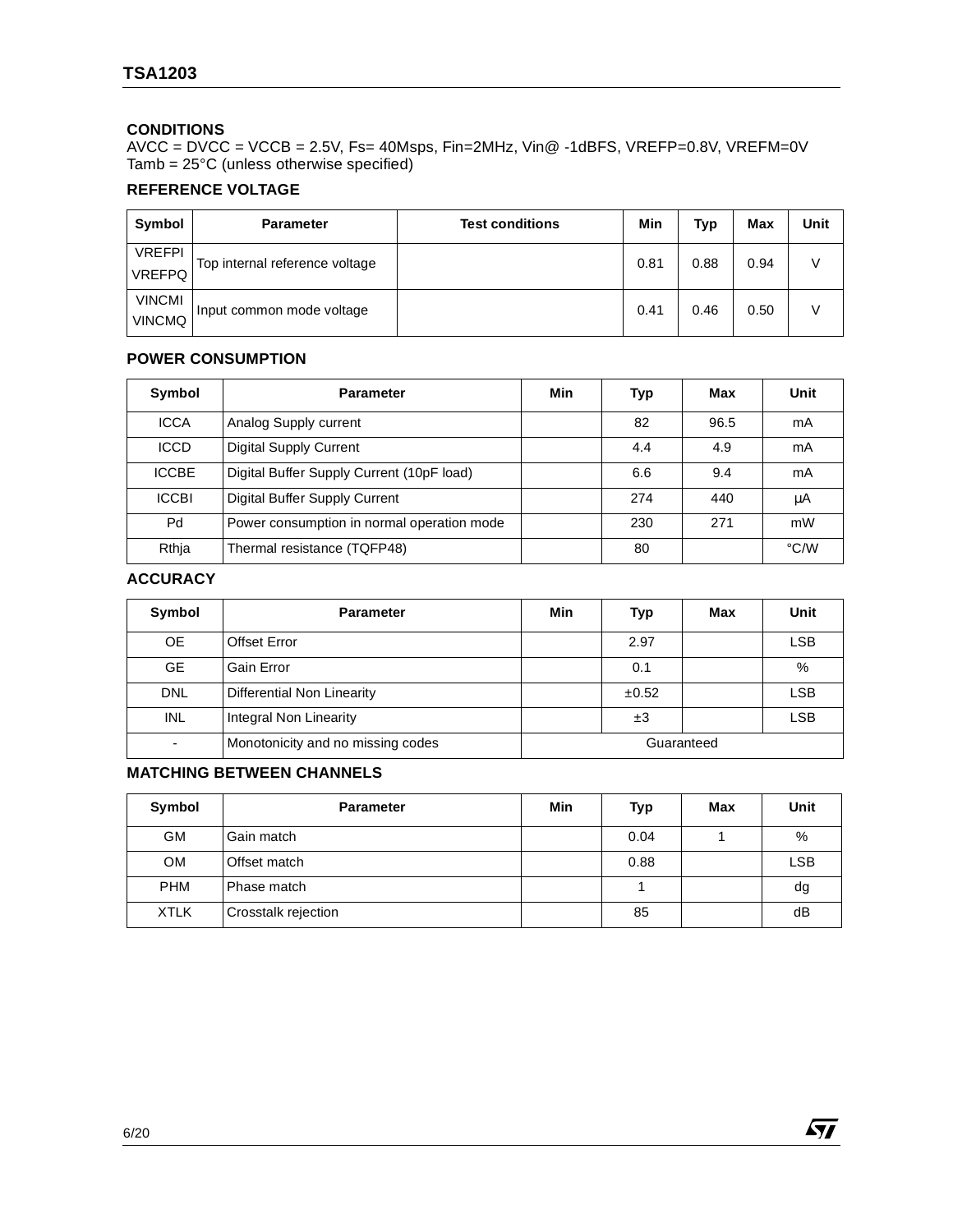### CONDITIONS

AVCC = DVCC = VCCB = 2.5V, Fs= 40Msps, Fin=2MHz, Vin@ -1dBFS, VREFP=0.8V, VREFM=0V
Tamb = 25°C (unless otherwise specified)

### REFERENCE VOLTAGE

| Symbol | Parameter | Test conditions | Min | Typ | Max | Unit |
|---|---|---|---|---|---|---|
| VREFPI VREFPQ | Top internal reference voltage | | 0.81 | 0.88 | 0.94 | V |
| VINCMI VINCMQ | Input common mode voltage | | 0.41 | 0.46 | 0.50 | V |

### POWER CONSUMPTION

| Symbol | Parameter | Min | Typ | Max | Unit |
|---|---|---|---|---|---|
| ICCA | Analog Supply current | | 82 | 96.5 | mA |
| ICCD | Digital Supply Current | | 4.4 | 4.9 | mA |
| ICCBE | Digital Buffer Supply Current (10pF load) | | 6.6 | 9.4 | mA |
| ICCBI | Digital Buffer Supply Current | | 274 | 440 | µA |
| Pd | Power consumption in normal operation mode | | 230 | 271 | mW |
| Rthja | Thermal resistance (TQFP48) | | 80 | | °C/W |

### ACCURACY

| Symbol | Parameter | Min | Typ | Max | Unit |
|---|---|---|---|---|---|
| OE | Offset Error | | 2.97 | | LSB |
| GE | Gain Error | | 0.1 | | % |
| DNL | Differential Non Linearity | | ±0.52 | | LSB |
| INL | Integral Non Linearity | | ±3 | | LSB |
| - | Monotonicity and no missing codes | Guaranteed | | | |

### MATCHING BETWEEN CHANNELS

| Symbol | Parameter | Min | Typ | Max | Unit |
|---|---|---|---|---|---|
| GM | Gain match | | 0.04 | 1 | % |
| OM | Offset match | | 0.88 | | LSB |
| PHM | Phase match | | 1 | | dg |
| XTLK | Crosstalk rejection | | 85 | | dB |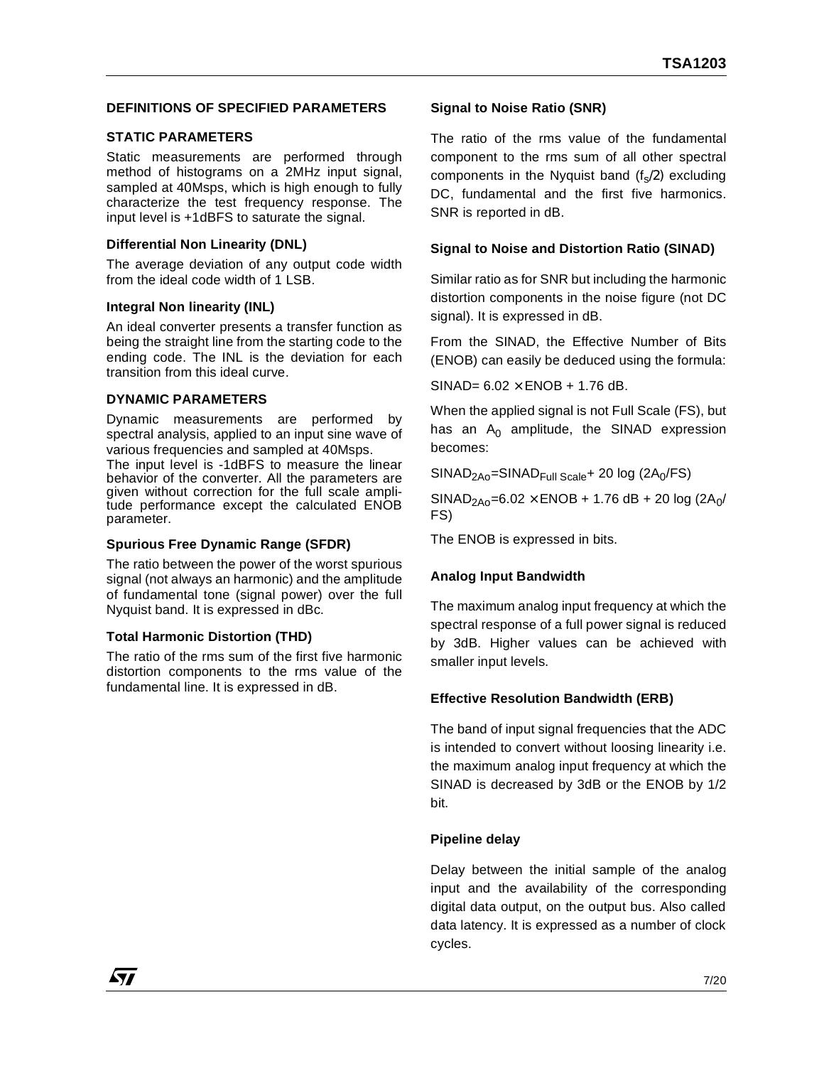## DEFINITIONS OF SPECIFIED PARAMETERS

### STATIC PARAMETERS

Static measurements are performed through method of histograms on a 2MHz input signal, sampled at 40Msps, which is high enough to fully characterize the test frequency response. The input level is +1dBFS to saturate the signal.

#### Differential Non Linearity (DNL)

The average deviation of any output code width from the ideal code width of 1 LSB.

#### Integral Non linearity (INL)

An ideal converter presents a transfer function as being the straight line from the starting code to the ending code. The INL is the deviation for each transition from this ideal curve.

### DYNAMIC PARAMETERS

Dynamic measurements are performed by spectral analysis, applied to an input sine wave of various frequencies and sampled at 40Msps.

The input level is -1dBFS to measure the linear behavior of the converter. All the parameters are given without correction for the full scale amplitude performance except the calculated ENOB parameter.

#### Spurious Free Dynamic Range (SFDR)

The ratio between the power of the worst spurious signal (not always an harmonic) and the amplitude of fundamental tone (signal power) over the full Nyquist band. It is expressed in dBc.

#### Total Harmonic Distortion (THD)

The ratio of the rms sum of the first five harmonic distortion components to the rms value of the fundamental line. It is expressed in dB.

#### Signal to Noise Ratio (SNR)

The ratio of the rms value of the fundamental component to the rms sum of all other spectral components in the Nyquist band ($f_s/2$) excluding DC, fundamental and the first five harmonics. SNR is reported in dB.

#### Signal to Noise and Distortion Ratio (SINAD)

Similar ratio as for SNR but including the harmonic distortion components in the noise figure (not DC signal). It is expressed in dB.

From the SINAD, the Effective Number of Bits (ENOB) can easily be deduced using the formula:

$SINAD = 6.02 \times ENOB + 1.76$ dB.

When the applied signal is not Full Scale (FS), but has an $A_0$ amplitude, the SINAD expression becomes:

$SINAD_{2Ao} = SINAD_{Full\ Scale} + 20 \log (2A_0/FS)$

$SINAD_{2Ao} = 6.02 \times ENOB + 1.76\ dB + 20 \log (2A_0/FS)$

The ENOB is expressed in bits.

#### Analog Input Bandwidth

The maximum analog input frequency at which the spectral response of a full power signal is reduced by 3dB. Higher values can be achieved with smaller input levels.

#### Effective Resolution Bandwidth (ERB)

The band of input signal frequencies that the ADC is intended to convert without loosing linearity i.e. the maximum analog input frequency at which the SINAD is decreased by 3dB or the ENOB by 1/2 bit.

#### Pipeline delay

Delay between the initial sample of the analog input and the availability of the corresponding digital data output, on the output bus. Also called data latency. It is expressed as a number of clock cycles.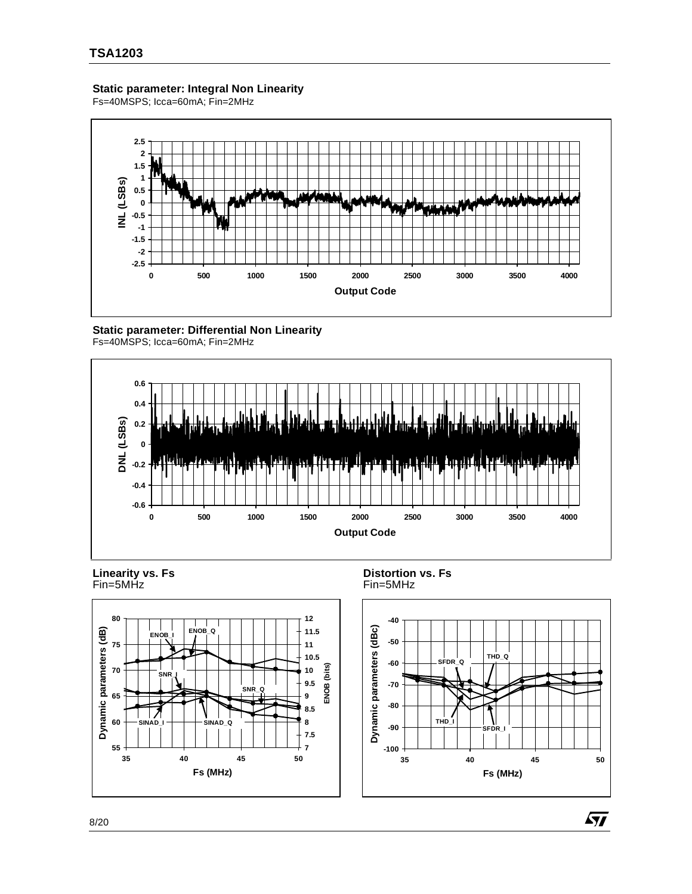**Static parameter: Integral Non Linearity**

Fs=40MSPS; Icca=60mA; Fin=2MHz

**Static parameter: Differential Non Linearity**

Fs=40MSPS; Icca=60mA; Fin=2MHz

**Linearity vs. Fs**

Fin=5MHz

**Distortion vs. Fs**

Fin=5MHz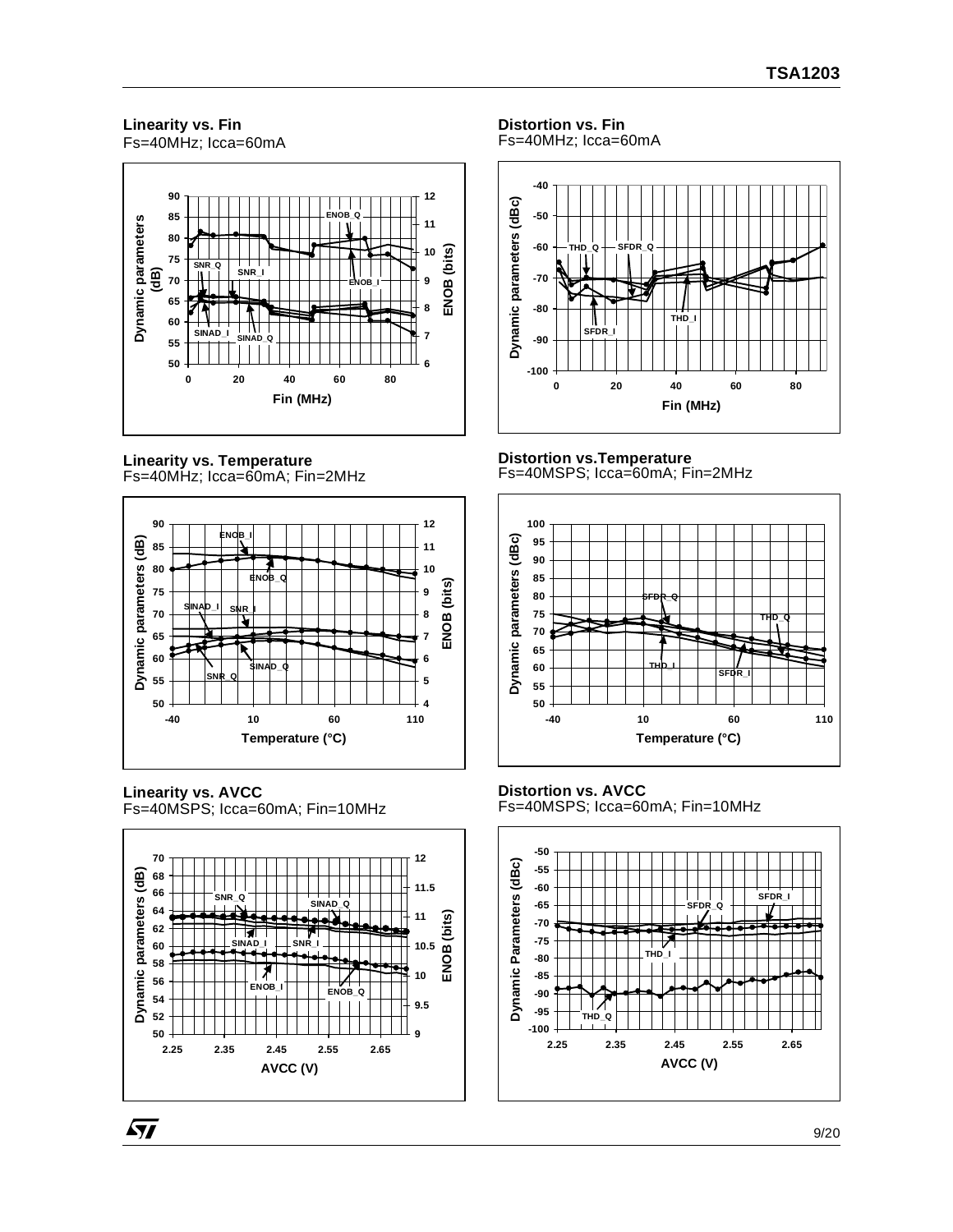**Linearity vs. Fin**
Fs=40MHz; Icca=60mA

**Distortion vs. Fin**
Fs=40MHz; Icca=60mA

**Linearity vs. Temperature**
Fs=40MHz; Icca=60mA; Fin=2MHz

**Distortion vs.Temperature**
Fs=40MSPS; Icca=60mA; Fin=2MHz

**Linearity vs. AVCC**
Fs=40MSPS; Icca=60mA; Fin=10MHz

**Distortion vs. AVCC**
Fs=40MSPS; Icca=60mA; Fin=10MHz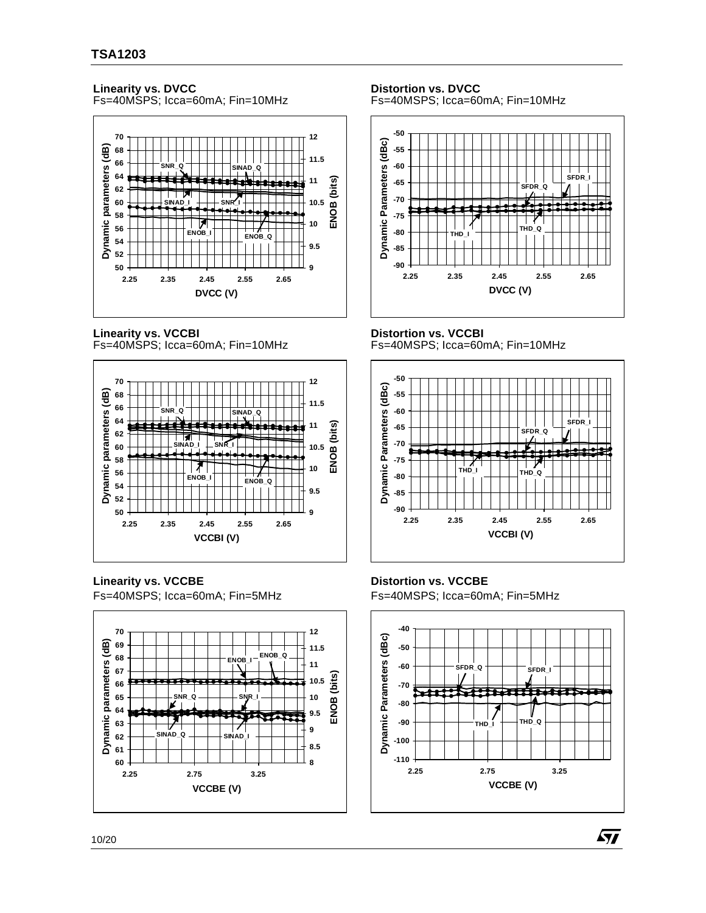**Linearity vs. DVCC**
Fs=40MSPS; Icca=60mA; Fin=10MHz

**Distortion vs. DVCC**
Fs=40MSPS; Icca=60mA; Fin=10MHz

**Linearity vs. VCCBI**
Fs=40MSPS; Icca=60mA; Fin=10MHz

**Distortion vs. VCCBI**
Fs=40MSPS; Icca=60mA; Fin=10MHz

**Linearity vs. VCCBE**
Fs=40MSPS; Icca=60mA; Fin=5MHz

**Distortion vs. VCCBE**
Fs=40MSPS; Icca=60mA; Fin=5MHz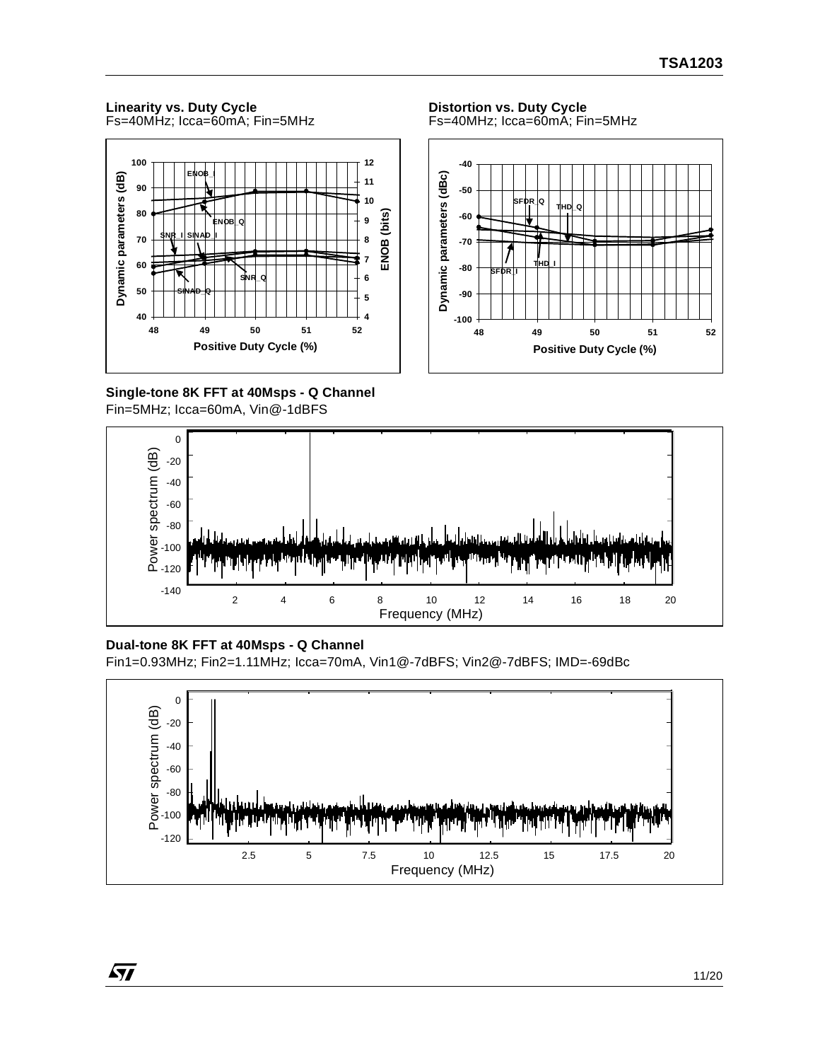**Linearity vs. Duty Cycle**
Fs=40MHz; Icca=60mA; Fin=5MHz

**Distortion vs. Duty Cycle**
Fs=40MHz; Icca=60mA; Fin=5MHz

**Single-tone 8K FFT at 40Msps - Q Channel**
Fin=5MHz; Icca=60mA, Vin@-1dBFS

**Dual-tone 8K FFT at 40Msps - Q Channel**
Fin1=0.93MHz; Fin2=1.11MHz; Icca=70mA, Vin1@-7dBFS; Vin2@-7dBFS; IMD=-69dBc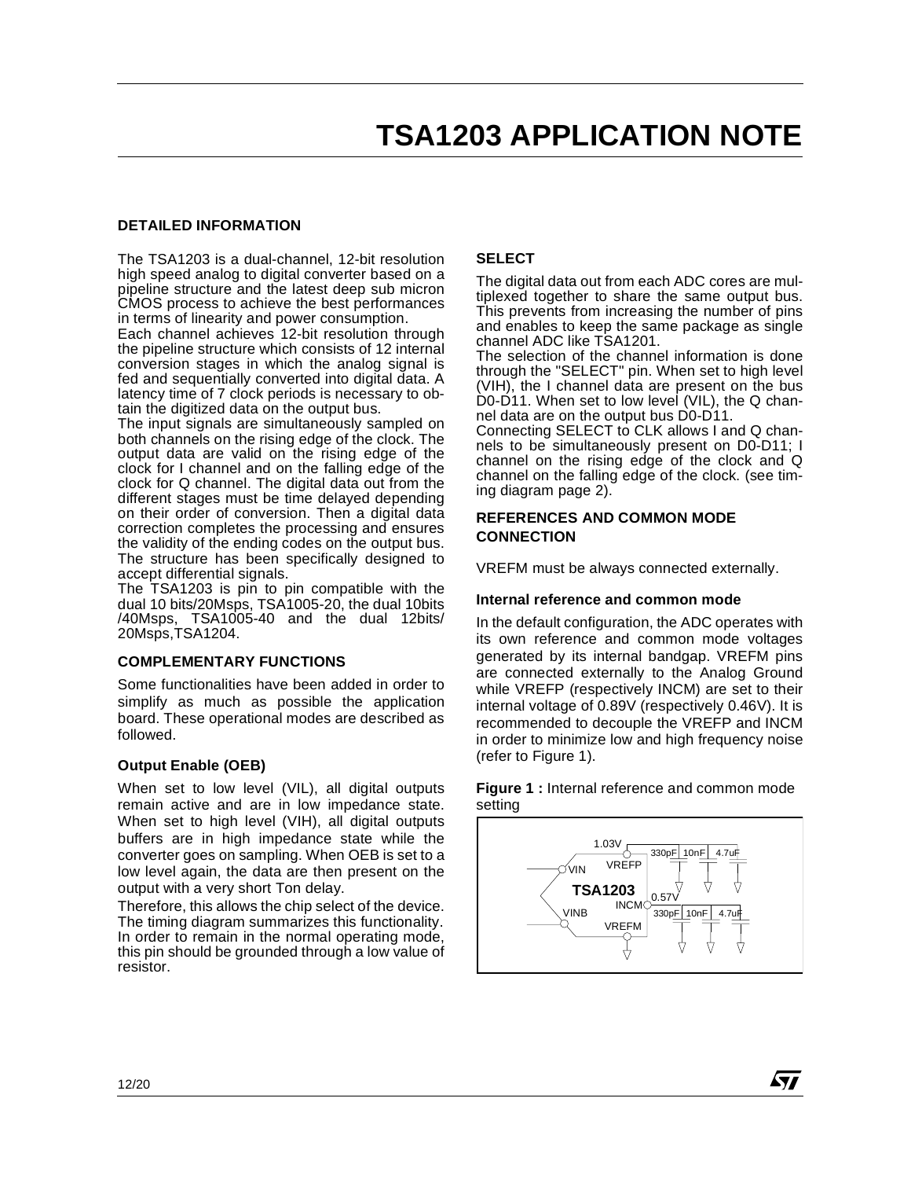# TSA1203 APPLICATION NOTE

## DETAILED INFORMATION

The TSA1203 is a dual-channel, 12-bit resolution high speed analog to digital converter based on a pipeline structure and the latest deep sub micron CMOS process to achieve the best performances in terms of linearity and power consumption.

Each channel achieves 12-bit resolution through the pipeline structure which consists of 12 internal conversion stages in which the analog signal is fed and sequentially converted into digital data. A latency time of 7 clock periods is necessary to obtain the digitized data on the output bus.

The input signals are simultaneously sampled on both channels on the rising edge of the clock. The output data are valid on the rising edge of the clock for I channel and on the falling edge of the clock for Q channel. The digital data out from the different stages must be time delayed depending on their order of conversion. Then a digital data correction completes the processing and ensures the validity of the ending codes on the output bus. The structure has been specifically designed to accept differential signals.

The TSA1203 is pin to pin compatible with the dual 10 bits/20Msps, TSA1005-20, the dual 10bits /40Msps, TSA1005-40 and the dual 12bits/ 20Msps,TSA1204.

## COMPLEMENTARY FUNCTIONS

Some functionalities have been added in order to simplify as much as possible the application board. These operational modes are described as followed.

### Output Enable (OEB)

When set to low level (VIL), all digital outputs remain active and are in low impedance state. When set to high level (VIH), all digital outputs buffers are in high impedance state while the converter goes on sampling. When OEB is set to a low level again, the data are then present on the output with a very short Ton delay.

Therefore, this allows the chip select of the device. The timing diagram summarizes this functionality. In order to remain in the normal operating mode, this pin should be grounded through a low value of resistor.

## SELECT

The digital data out from each ADC cores are multiplexed together to share the same output bus. This prevents from increasing the number of pins and enables to keep the same package as single channel ADC like TSA1201.

The selection of the channel information is done through the "SELECT" pin. When set to high level (VIH), the I channel data are present on the bus D0-D11. When set to low level (VIL), the Q channel data are on the output bus D0-D11.

Connecting SELECT to CLK allows I and Q channels to be simultaneously present on D0-D11; I channel on the rising edge of the clock and Q channel on the falling edge of the clock. (see timing diagram page 2).

## REFERENCES AND COMMON MODE CONNECTION

VREFM must be always connected externally.

### Internal reference and common mode

In the default configuration, the ADC operates with its own reference and common mode voltages generated by its internal bandgap. VREFM pins are connected externally to the Analog Ground while VREFP (respectively INCM) are set to their internal voltage of 0.89V (respectively 0.46V). It is recommended to decouple the VREFP and INCM in order to minimize low and high frequency noise (refer to Figure 1).

**Figure 1 :** Internal reference and common mode setting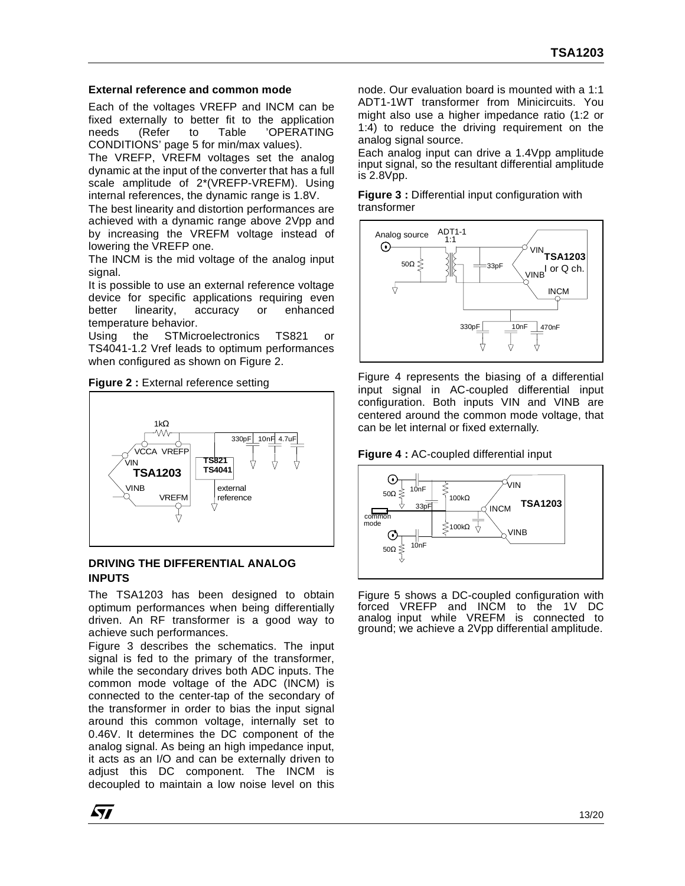### External reference and common mode

Each of the voltages VREFP and INCM can be fixed externally to better fit to the application needs (Refer to Table 'OPERATING CONDITIONS' page 5 for min/max values).

The VREFP, VREFM voltages set the analog dynamic at the input of the converter that has a full scale amplitude of 2*(VREFP-VREFM). Using internal references, the dynamic range is 1.8V.

The best linearity and distortion performances are achieved with a dynamic range above 2Vpp and by increasing the VREFM voltage instead of lowering the VREFP one.

The INCM is the mid voltage of the analog input signal.

It is possible to use an external reference voltage device for specific applications requiring even better linearity, accuracy or enhanced temperature behavior.

Using the STMicroelectronics TS821 or TS4041-1.2 Vref leads to optimum performances when configured as shown on Figure 2.

**Figure 2 :** External reference setting

## DRIVING THE DIFFERENTIAL ANALOG INPUTS

The TSA1203 has been designed to obtain optimum performances when being differentially driven. An RF transformer is a good way to achieve such performances.

Figure 3 describes the schematics. The input signal is fed to the primary of the transformer, while the secondary drives both ADC inputs. The common mode voltage of the ADC (INCM) is connected to the center-tap of the secondary of the transformer in order to bias the input signal around this common voltage, internally set to 0.46V. It determines the DC component of the analog signal. As being an high impedance input, it acts as an I/O and can be externally driven to adjust this DC component. The INCM is decoupled to maintain a low noise level on this node. Our evaluation board is mounted with a 1:1 ADT1-1WT transformer from Minicircuits. You might also use a higher impedance ratio (1:2 or 1:4) to reduce the driving requirement on the analog signal source.

Each analog input can drive a 1.4Vpp amplitude input signal, so the resultant differential amplitude is 2.8Vpp.

**Figure 3 :** Differential input configuration with transformer

Figure 4 represents the biasing of a differential input signal in AC-coupled differential input configuration. Both inputs VIN and VINB are centered around the common mode voltage, that can be let internal or fixed externally.

**Figure 4 :** AC-coupled differential input

Figure 5 shows a DC-coupled configuration with forced VREFP and INCM to the 1V DC analog input while VREFM is connected to ground; we achieve a 2Vpp differential amplitude.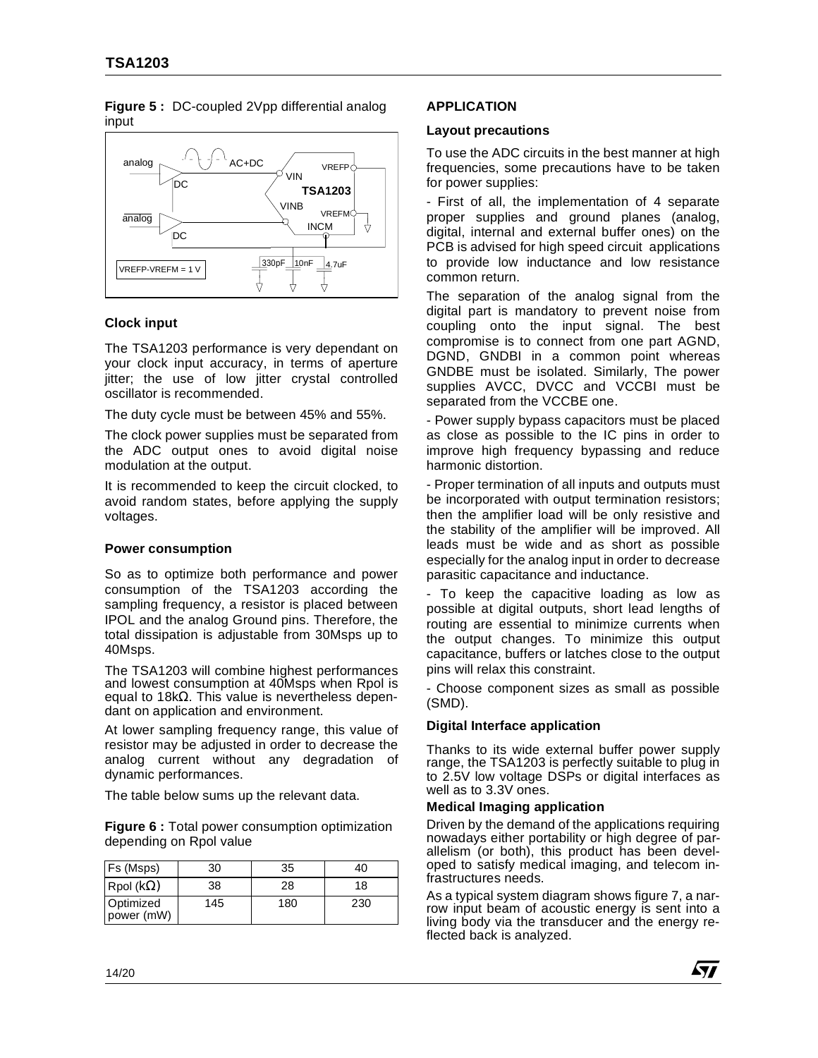**Figure 5 :** DC-coupled 2Vpp differential analog input

**Clock input**

The TSA1203 performance is very dependant on your clock input accuracy, in terms of aperture jitter; the use of low jitter crystal controlled oscillator is recommended.

The duty cycle must be between 45% and 55%.

The clock power supplies must be separated from the ADC output ones to avoid digital noise modulation at the output.

It is recommended to keep the circuit clocked, to avoid random states, before applying the supply voltages.

**Power consumption**

So as to optimize both performance and power consumption of the TSA1203 according the sampling frequency, a resistor is placed between IPOL and the analog Ground pins. Therefore, the total dissipation is adjustable from 30Msps up to 40Msps.

The TSA1203 will combine highest performances and lowest consumption at 40Msps when Rpol is equal to 18kΩ. This value is nevertheless dependant on application and environment.

At lower sampling frequency range, this value of resistor may be adjusted in order to decrease the analog current without any degradation of dynamic performances.

The table below sums up the relevant data.

**Figure 6 :** Total power consumption optimization depending on Rpol value

| Fs (Msps) | 30 | 35 | 40 |
|---|---|---|---|
| Rpol (kΩ) | 38 | 28 | 18 |
| Optimized power (mW) | 145 | 180 | 230 |

## APPLICATION

### Layout precautions

To use the ADC circuits in the best manner at high frequencies, some precautions have to be taken for power supplies:

- First of all, the implementation of 4 separate proper supplies and ground planes (analog, digital, internal and external buffer ones) on the PCB is advised for high speed circuit applications to provide low inductance and low resistance common return.

The separation of the analog signal from the digital part is mandatory to prevent noise from coupling onto the input signal. The best compromise is to connect from one part AGND, DGND, GNDBI in a common point whereas GNDBE must be isolated. Similarly, The power supplies AVCC, DVCC and VCCBI must be separated from the VCCBE one.

- Power supply bypass capacitors must be placed as close as possible to the IC pins in order to improve high frequency bypassing and reduce harmonic distortion.

- Proper termination of all inputs and outputs must be incorporated with output termination resistors; then the amplifier load will be only resistive and the stability of the amplifier will be improved. All leads must be wide and as short as possible especially for the analog input in order to decrease parasitic capacitance and inductance.

- To keep the capacitive loading as low as possible at digital outputs, short lead lengths of routing are essential to minimize currents when the output changes. To minimize this output capacitance, buffers or latches close to the output pins will relax this constraint.

- Choose component sizes as small as possible (SMD).

### Digital Interface application

Thanks to its wide external buffer power supply range, the TSA1203 is perfectly suitable to plug in to 2.5V low voltage DSPs or digital interfaces as well as to 3.3V ones.

### Medical Imaging application

Driven by the demand of the applications requiring nowadays either portability or high degree of parallelism (or both), this product has been developed to satisfy medical imaging, and telecom infrastructures needs.

As a typical system diagram shows figure 7, a narrow input beam of acoustic energy is sent into a living body via the transducer and the energy reflected back is analyzed.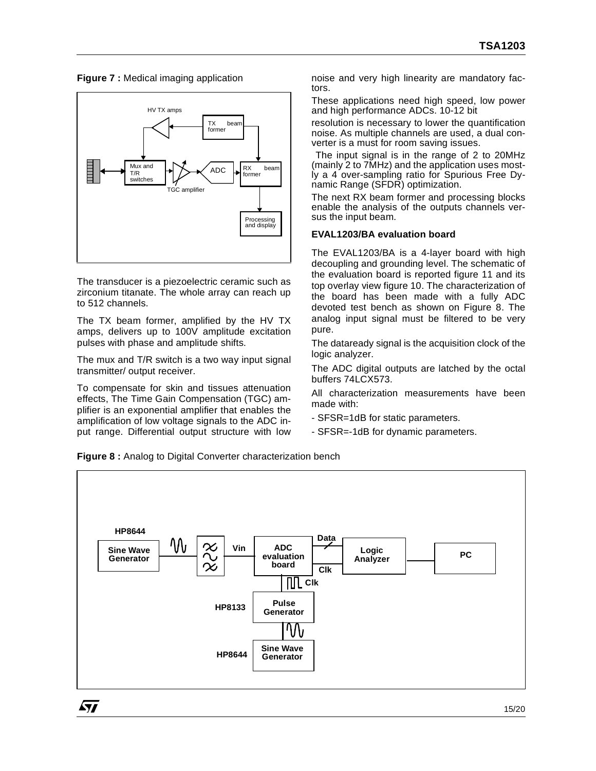**Figure 7 :** Medical imaging application

The transducer is a piezoelectric ceramic such as zirconium titanate. The whole array can reach up to 512 channels.

The TX beam former, amplified by the HV TX amps, delivers up to 100V amplitude excitation pulses with phase and amplitude shifts.

The mux and T/R switch is a two way input signal transmitter/ output receiver.

To compensate for skin and tissues attenuation effects, The Time Gain Compensation (TGC) amplifier is an exponential amplifier that enables the amplification of low voltage signals to the ADC input range. Differential output structure with low noise and very high linearity are mandatory factors.

These applications need high speed, low power and high performance ADCs. 10-12 bit resolution is necessary to lower the quantification noise. As multiple channels are used, a dual converter is a must for room saving issues.

The input signal is in the range of 2 to 20MHz (mainly 2 to 7MHz) and the application uses mostly a 4 over-sampling ratio for Spurious Free Dynamic Range (SFDR) optimization.

The next RX beam former and processing blocks enable the analysis of the outputs channels versus the input beam.

### EVAL1203/BA evaluation board

The EVAL1203/BA is a 4-layer board with high decoupling and grounding level. The schematic of the evaluation board is reported figure 11 and its top overlay view figure 10. The characterization of the board has been made with a fully ADC devoted test bench as shown on Figure 8. The analog input signal must be filtered to be very pure.

The dataready signal is the acquisition clock of the logic analyzer.

The ADC digital outputs are latched by the octal buffers 74LCX573.

All characterization measurements have been made with:

- SFSR=1dB for static parameters.
- SFSR=-1dB for dynamic parameters.

**Figure 8 :** Analog to Digital Converter characterization bench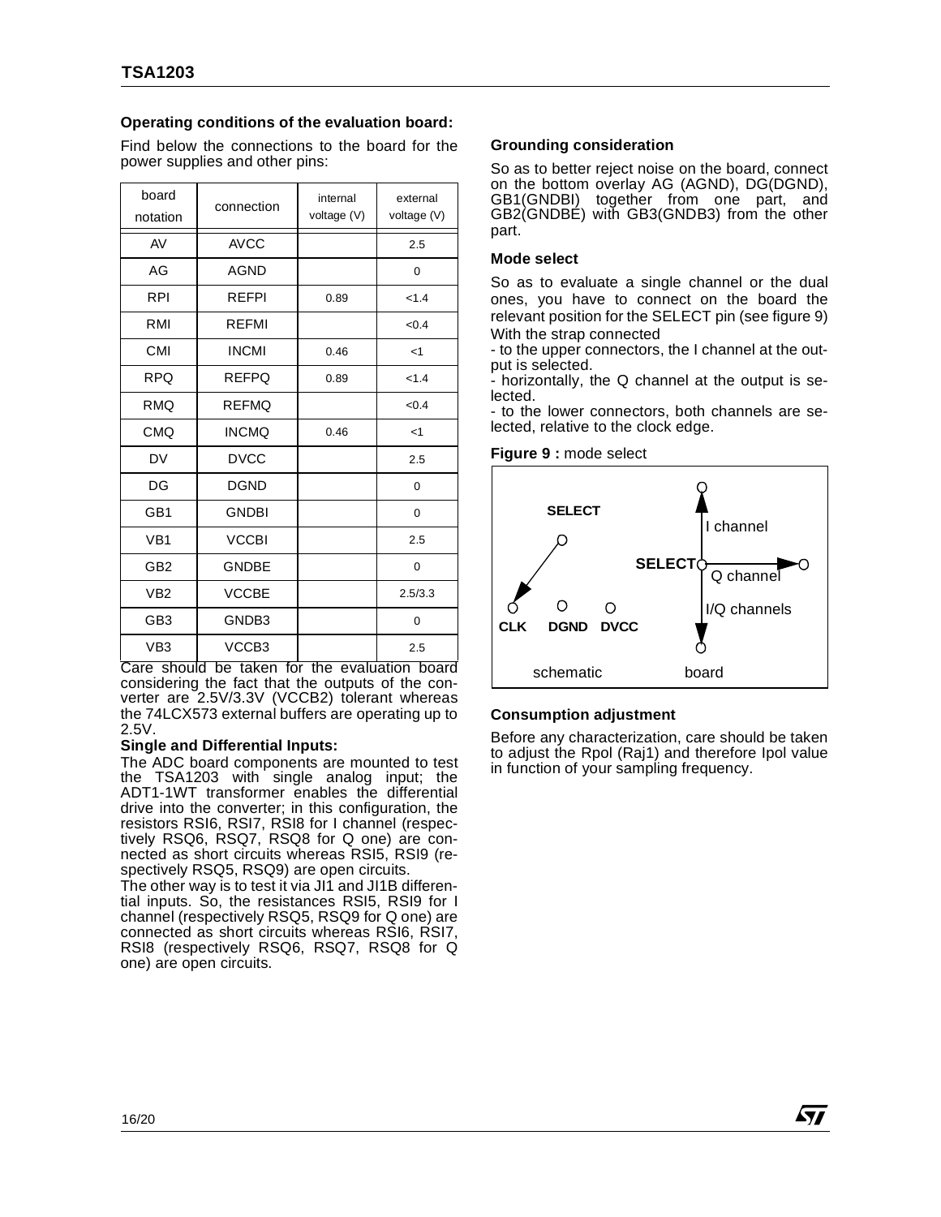**Operating conditions of the evaluation board:**

Find below the connections to the board for the power supplies and other pins:

| board notation | connection | internal voltage (V) | external voltage (V) |
|---|---|---|---|
| AV | AVCC | | 2.5 |
| AG | AGND | | 0 |
| RPI | REFPI | 0.89 | <1.4 |
| RMI | REFMI | | <0.4 |
| CMI | INCMI | 0.46 | <1 |
| RPQ | REFPQ | 0.89 | <1.4 |
| RMQ | REFMQ | | <0.4 |
| CMQ | INCMQ | 0.46 | <1 |
| DV | DVCC | | 2.5 |
| DG | DGND | | 0 |
| GB1 | GNDBI | | 0 |
| VB1 | VCCBI | | 2.5 |
| GB2 | GNDBE | | 0 |
| VB2 | VCCBE | | 2.5/3.3 |
| GB3 | GNDB3 | | 0 |
| VB3 | VCCB3 | | 2.5 |

Care should be taken for the evaluation board considering the fact that the outputs of the converter are 2.5V/3.3V (VCCB2) tolerant whereas the 74LCX573 external buffers are operating up to 2.5V.

**Single and Differential Inputs:**

The ADC board components are mounted to test the TSA1203 with single analog input; the ADT1-1WT transformer enables the differential drive into the converter; in this configuration, the resistors RSI6, RSI7, RSI8 for I channel (respectively RSQ6, RSQ7, RSQ8 for Q one) are connected as short circuits whereas RSI5, RSI9 (respectively RSQ5, RSQ9) are open circuits.

The other way is to test it via JI1 and JI1B differential inputs. So, the resistances RSI5, RSI9 for I channel (respectively RSQ5, RSQ9 for Q one) are connected as short circuits whereas RSI6, RSI7, RSI8 (respectively RSQ6, RSQ7, RSQ8 for Q one) are open circuits.

**Grounding consideration**

So as to better reject noise on the board, connect on the bottom overlay AG (AGND), DG(DGND), GB1(GNDBI) together from one part, and GB2(GNDBE) with GB3(GNDB3) from the other part.

**Mode select**

So as to evaluate a single channel or the dual ones, you have to connect on the board the relevant position for the SELECT pin (see figure 9)

With the strap connected

- to the upper connectors, the I channel at the output is selected.
- horizontally, the Q channel at the output is selected.
- to the lower connectors, both channels are selected, relative to the clock edge.

**Figure 9 :** mode select

SELECT, CLK, DGND, DVCC — schematic

SELECT, I channel, Q channel, I/Q channels — board

**Consumption adjustment**

Before any characterization, care should be taken to adjust the Rpol (Raj1) and therefore Ipol value in function of your sampling frequency.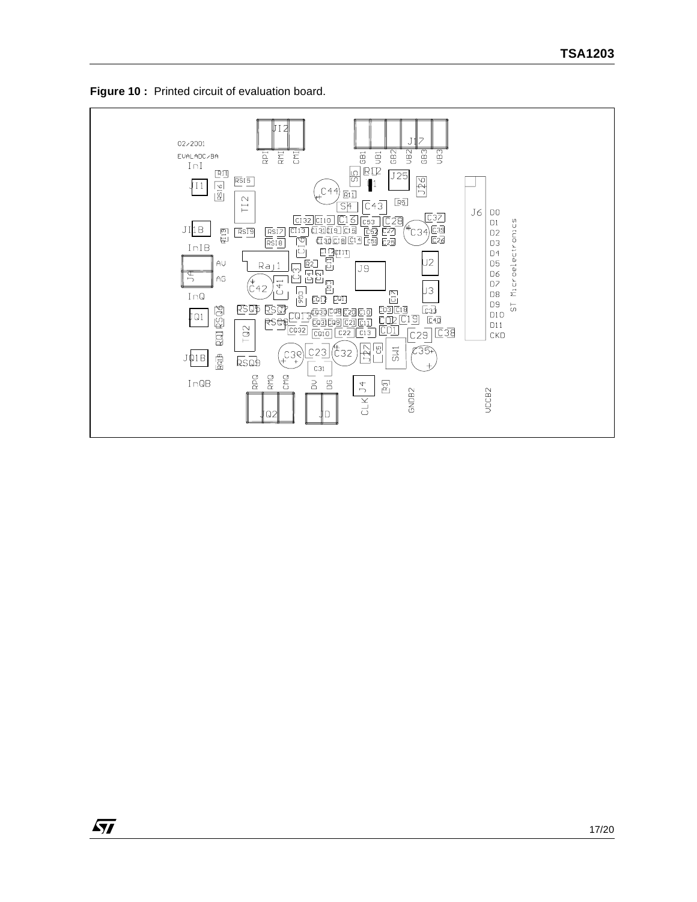**Figure 10 :** Printed circuit of evaluation board.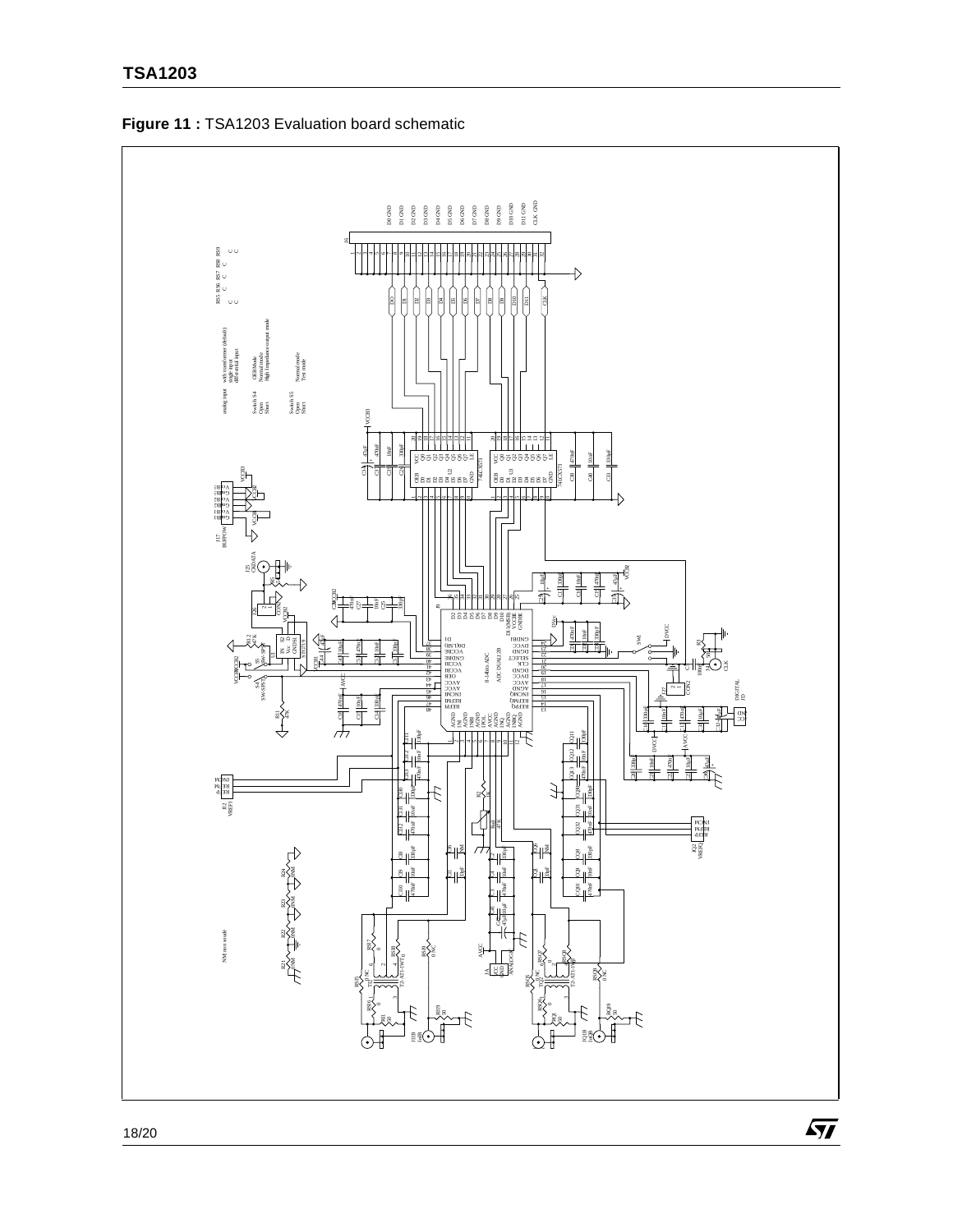**Figure 11 :** TSA1203 Evaluation board schematic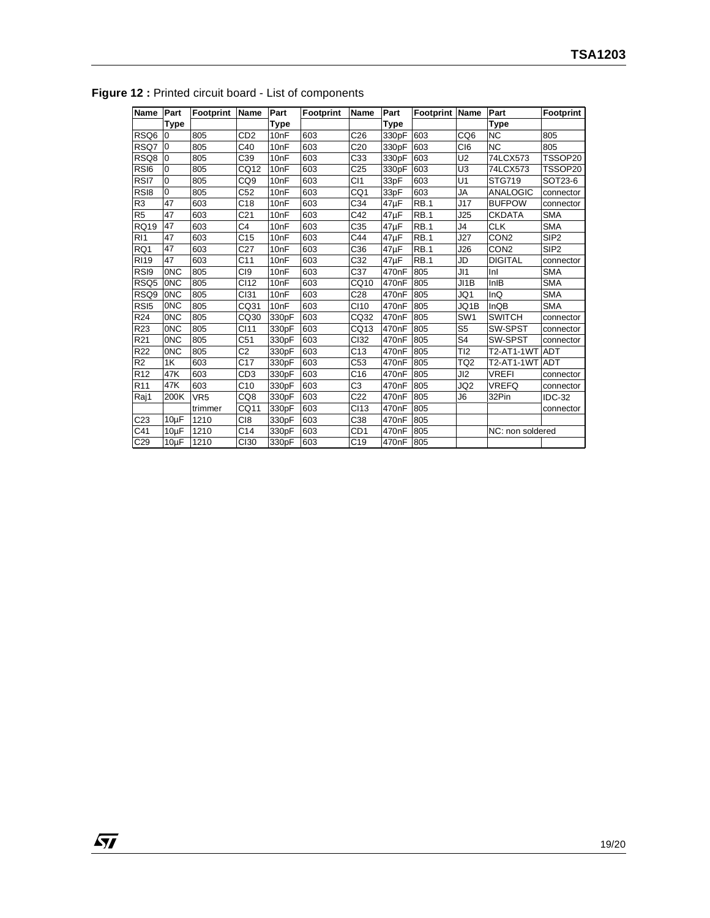**Figure 12 :** Printed circuit board - List of components

| Name | Part Type | Footprint | Name | Part Type | Footprint | Name | Part Type | Footprint | Name | Part Type | Footprint |
|---|---|---|---|---|---|---|---|---|---|---|---|
| RSQ6 | 0 | 805 | CD2 | 10nF | 603 | C26 | 330pF | 603 | CQ6 | NC | 805 |
| RSQ7 | 0 | 805 | C40 | 10nF | 603 | C20 | 330pF | 603 | CI6 | NC | 805 |
| RSQ8 | 0 | 805 | C39 | 10nF | 603 | C33 | 330pF | 603 | U2 | 74LCX573 | TSSOP20 |
| RSI6 | 0 | 805 | CQ12 | 10nF | 603 | C25 | 330pF | 603 | U3 | 74LCX573 | TSSOP20 |
| RSI7 | 0 | 805 | CQ9 | 10nF | 603 | CI1 | 33pF | 603 | U1 | STG719 | SOT23-6 |
| RSI8 | 0 | 805 | C52 | 10nF | 603 | CQ1 | 33pF | 603 | JA | ANALOGIC | connector |
| R3 | 47 | 603 | C18 | 10nF | 603 | C34 | 47µF | RB.1 | J17 | BUFPOW | connector |
| R5 | 47 | 603 | C21 | 10nF | 603 | C42 | 47µF | RB.1 | J25 | CKDATA | SMA |
| RQ19 | 47 | 603 | C4 | 10nF | 603 | C35 | 47µF | RB.1 | J4 | CLK | SMA |
| RI1 | 47 | 603 | C15 | 10nF | 603 | C44 | 47µF | RB.1 | J27 | CON2 | SIP2 |
| RQ1 | 47 | 603 | C27 | 10nF | 603 | C36 | 47µF | RB.1 | J26 | CON2 | SIP2 |
| RI19 | 47 | 603 | C11 | 10nF | 603 | C32 | 47µF | RB.1 | JD | DIGITAL | connector |
| RSI9 | 0NC | 805 | CI9 | 10nF | 603 | C37 | 470nF | 805 | JI1 | InI | SMA |
| RSQ5 | 0NC | 805 | CI12 | 10nF | 603 | CQ10 | 470nF | 805 | JI1B | InIB | SMA |
| RSQ9 | 0NC | 805 | CI31 | 10nF | 603 | C28 | 470nF | 805 | JQ1 | InQ | SMA |
| RSI5 | 0NC | 805 | CQ31 | 10nF | 603 | CI10 | 470nF | 805 | JQ1B | InQB | SMA |
| R24 | 0NC | 805 | CQ30 | 330pF | 603 | CQ32 | 470nF | 805 | SW1 | SWITCH | connector |
| R23 | 0NC | 805 | CI11 | 330pF | 603 | CQ13 | 470nF | 805 | S5 | SW-SPST | connector |
| R21 | 0NC | 805 | C51 | 330pF | 603 | CI32 | 470nF | 805 | S4 | SW-SPST | connector |
| R22 | 0NC | 805 | C2 | 330pF | 603 | C13 | 470nF | 805 | TI2 | T2-AT1-1WT | ADT |
| R2 | 1K | 603 | C17 | 330pF | 603 | C53 | 470nF | 805 | TQ2 | T2-AT1-1WT | ADT |
| R12 | 47K | 603 | CD3 | 330pF | 603 | C16 | 470nF | 805 | JI2 | VREFI | connector |
| R11 | 47K | 603 | C10 | 330pF | 603 | C3 | 470nF | 805 | JQ2 | VREFQ | connector |
| Raj1 | 200K | VR5 | CQ8 | 330pF | 603 | C22 | 470nF | 805 | J6 | 32Pin | IDC-32 |
|  |  | trimmer | CQ11 | 330pF | 603 | CI13 | 470nF | 805 |  |  | connector |
| C23 | 10µF | 1210 | CI8 | 330pF | 603 | C38 | 470nF | 805 |  |  |  |
| C41 | 10µF | 1210 | C14 | 330pF | 603 | CD1 | 470nF | 805 |  | NC: non soldered |  |
| C29 | 10µF | 1210 | CI30 | 330pF | 603 | C19 | 470nF | 805 |  |  |  |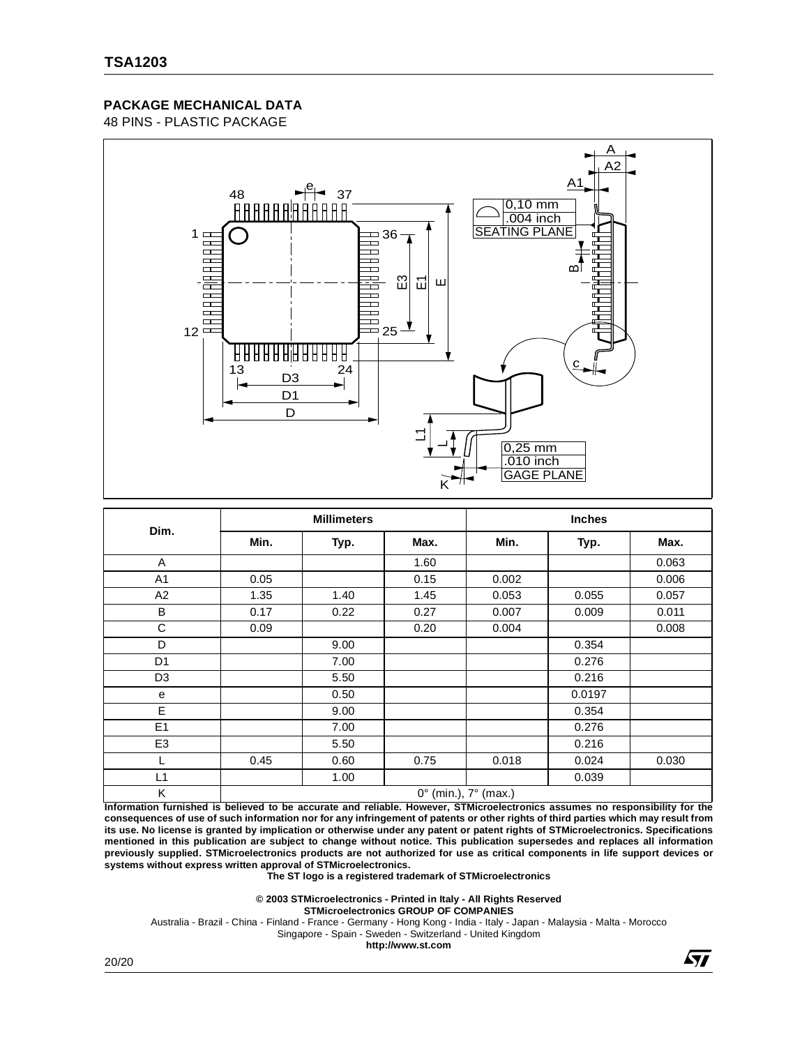## PACKAGE MECHANICAL DATA

48 PINS - PLASTIC PACKAGE

| Dim. | Millimeters | | | Inches | | |
|---|---|---|---|---|---|---|
| | Min. | Typ. | Max. | Min. | Typ. | Max. |
| A | | | 1.60 | | | 0.063 |
| A1 | 0.05 | | 0.15 | 0.002 | | 0.006 |
| A2 | 1.35 | 1.40 | 1.45 | 0.053 | 0.055 | 0.057 |
| B | 0.17 | 0.22 | 0.27 | 0.007 | 0.009 | 0.011 |
| C | 0.09 | | 0.20 | 0.004 | | 0.008 |
| D | | 9.00 | | | 0.354 | |
| D1 | | 7.00 | | | 0.276 | |
| D3 | | 5.50 | | | 0.216 | |
| e | | 0.50 | | | 0.0197 | |
| E | | 9.00 | | | 0.354 | |
| E1 | | 7.00 | | | 0.276 | |
| E3 | | 5.50 | | | 0.216 | |
| L | 0.45 | 0.60 | 0.75 | 0.018 | 0.024 | 0.030 |
| L1 | | 1.00 | | | 0.039 | |
| K | 0° (min.), 7° (max.) | | | | | |

**Information furnished is believed to be accurate and reliable. However, STMicroelectronics assumes no responsibility for the consequences of use of such information nor for any infringement of patents or other rights of third parties which may result from its use. No license is granted by implication or otherwise under any patent or patent rights of STMicroelectronics. Specifications mentioned in this publication are subject to change without notice. This publication supersedes and replaces all information previously supplied. STMicroelectronics products are not authorized for use as critical components in life support devices or systems without express written approval of STMicroelectronics.**

**The ST logo is a registered trademark of STMicroelectronics**

**© 2003 STMicroelectronics - Printed in Italy - All Rights Reserved**

**STMicroelectronics GROUP OF COMPANIES**

Australia - Brazil - China - Finland - France - Germany - Hong Kong - India - Italy - Japan - Malaysia - Malta - Morocco
Singapore - Spain - Sweden - Switzerland - United Kingdom

**http://www.st.com**